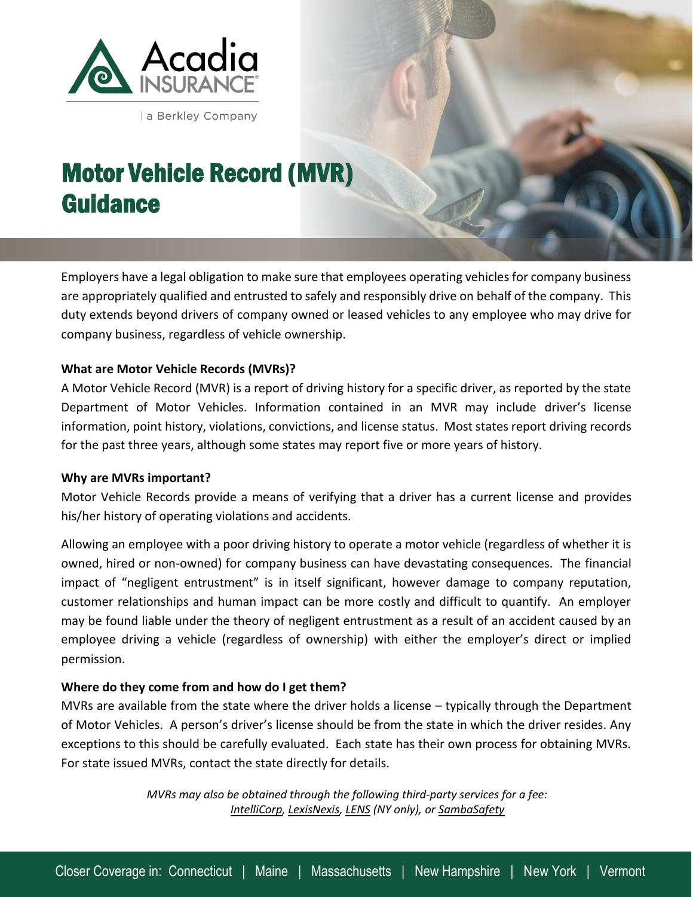Acadia INSURANCE

a Berkley Company

# Motor Vehicle Record (MVR) Guidance

Employers have a legal obligation to make sure that employees operating vehicles for company business are appropriately qualified and entrusted to safely and responsibly drive on behalf of the company. This duty extends beyond drivers of company owned or leased vehicles to any employee who may drive for company business, regardless of vehicle ownership.

**What are Motor Vehicle Records (MVRs)?**

A Motor Vehicle Record (MVR) is a report of driving history for a specific driver, as reported by the state Department of Motor Vehicles. Information contained in an MVR may include driver's license information, point history, violations, convictions, and license status. Most states report driving records for the past three years, although some states may report five or more years of history.

**Why are MVRs important?**

Motor Vehicle Records provide a means of verifying that a driver has a current license and provides his/her history of operating violations and accidents.

Allowing an employee with a poor driving history to operate a motor vehicle (regardless of whether it is owned, hired or non-owned) for company business can have devastating consequences. The financial impact of "negligent entrustment" is in itself significant, however damage to company reputation, customer relationships and human impact can be more costly and difficult to quantify. An employer may be found liable under the theory of negligent entrustment as a result of an accident caused by an employee driving a vehicle (regardless of ownership) with either the employer's direct or implied permission.

**Where do they come from and how do I get them?**

MVRs are available from the state where the driver holds a license – typically through the Department of Motor Vehicles. A person's driver's license should be from the state in which the driver resides. Any exceptions to this should be carefully evaluated. Each state has their own process for obtaining MVRs. For state issued MVRs, contact the state directly for details.

*MVRs may also be obtained through the following third-party services for a fee: IntelliCorp, LexisNexis, LENS (NY only), or SambaSafety*

Closer Coverage in: Connecticut | Maine | Massachusetts | New Hampshire | New York | Vermont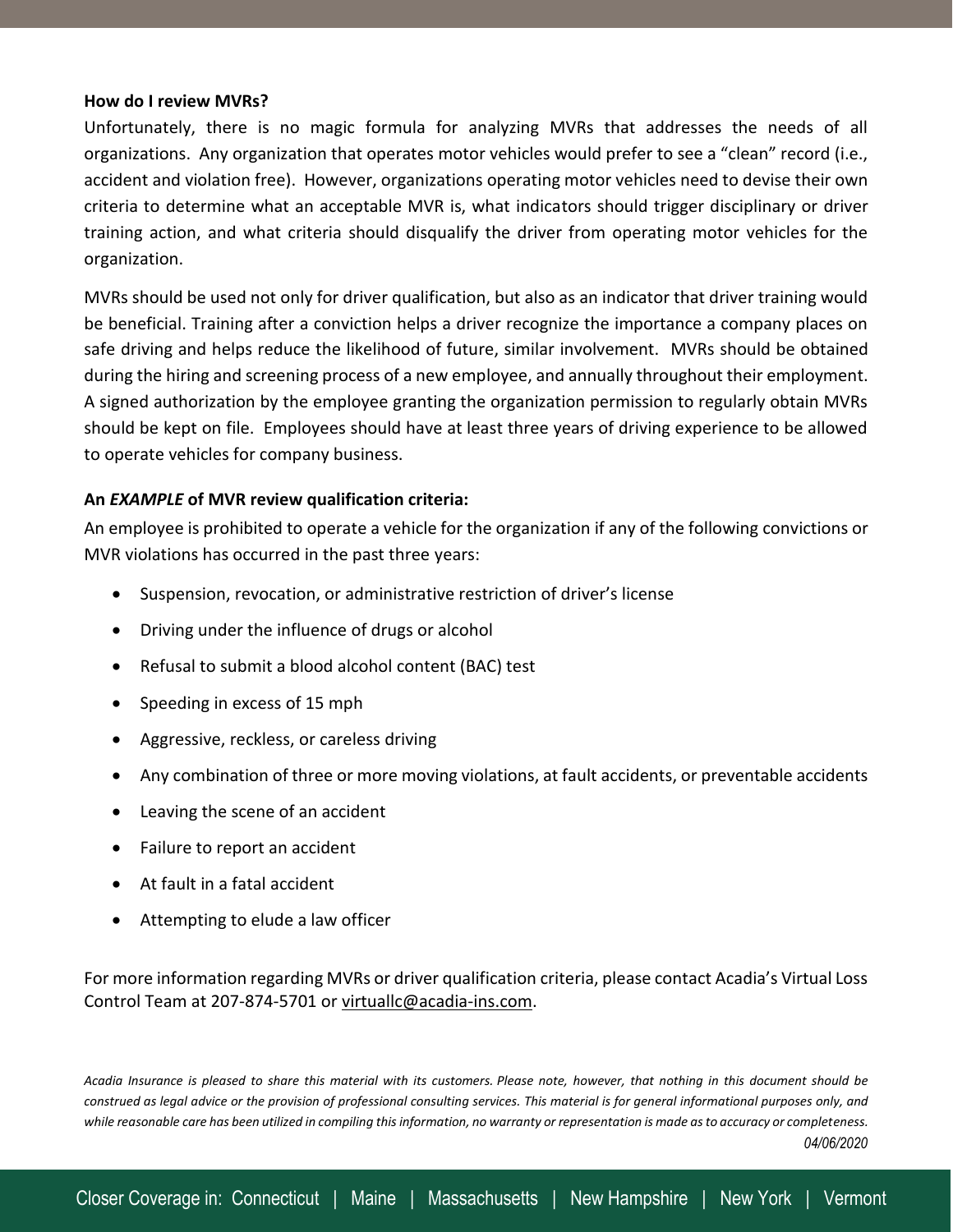**How do I review MVRs?**

Unfortunately, there is no magic formula for analyzing MVRs that addresses the needs of all organizations. Any organization that operates motor vehicles would prefer to see a "clean" record (i.e., accident and violation free). However, organizations operating motor vehicles need to devise their own criteria to determine what an acceptable MVR is, what indicators should trigger disciplinary or driver training action, and what criteria should disqualify the driver from operating motor vehicles for the organization.

MVRs should be used not only for driver qualification, but also as an indicator that driver training would be beneficial. Training after a conviction helps a driver recognize the importance a company places on safe driving and helps reduce the likelihood of future, similar involvement. MVRs should be obtained during the hiring and screening process of a new employee, and annually throughout their employment. A signed authorization by the employee granting the organization permission to regularly obtain MVRs should be kept on file. Employees should have at least three years of driving experience to be allowed to operate vehicles for company business.

**An *EXAMPLE* of MVR review qualification criteria:**

An employee is prohibited to operate a vehicle for the organization if any of the following convictions or MVR violations has occurred in the past three years:

- Suspension, revocation, or administrative restriction of driver's license
- Driving under the influence of drugs or alcohol
- Refusal to submit a blood alcohol content (BAC) test
- Speeding in excess of 15 mph
- Aggressive, reckless, or careless driving
- Any combination of three or more moving violations, at fault accidents, or preventable accidents
- Leaving the scene of an accident
- Failure to report an accident
- At fault in a fatal accident
- Attempting to elude a law officer

For more information regarding MVRs or driver qualification criteria, please contact Acadia's Virtual Loss Control Team at 207-874-5701 or virtuallc@acadia-ins.com.

*Acadia Insurance is pleased to share this material with its customers. Please note, however, that nothing in this document should be construed as legal advice or the provision of professional consulting services. This material is for general informational purposes only, and while reasonable care has been utilized in compiling this information, no warranty or representation is made as to accuracy or completeness.*

*04/06/2020*

Closer Coverage in: Connecticut | Maine | Massachusetts | New Hampshire | New York | Vermont